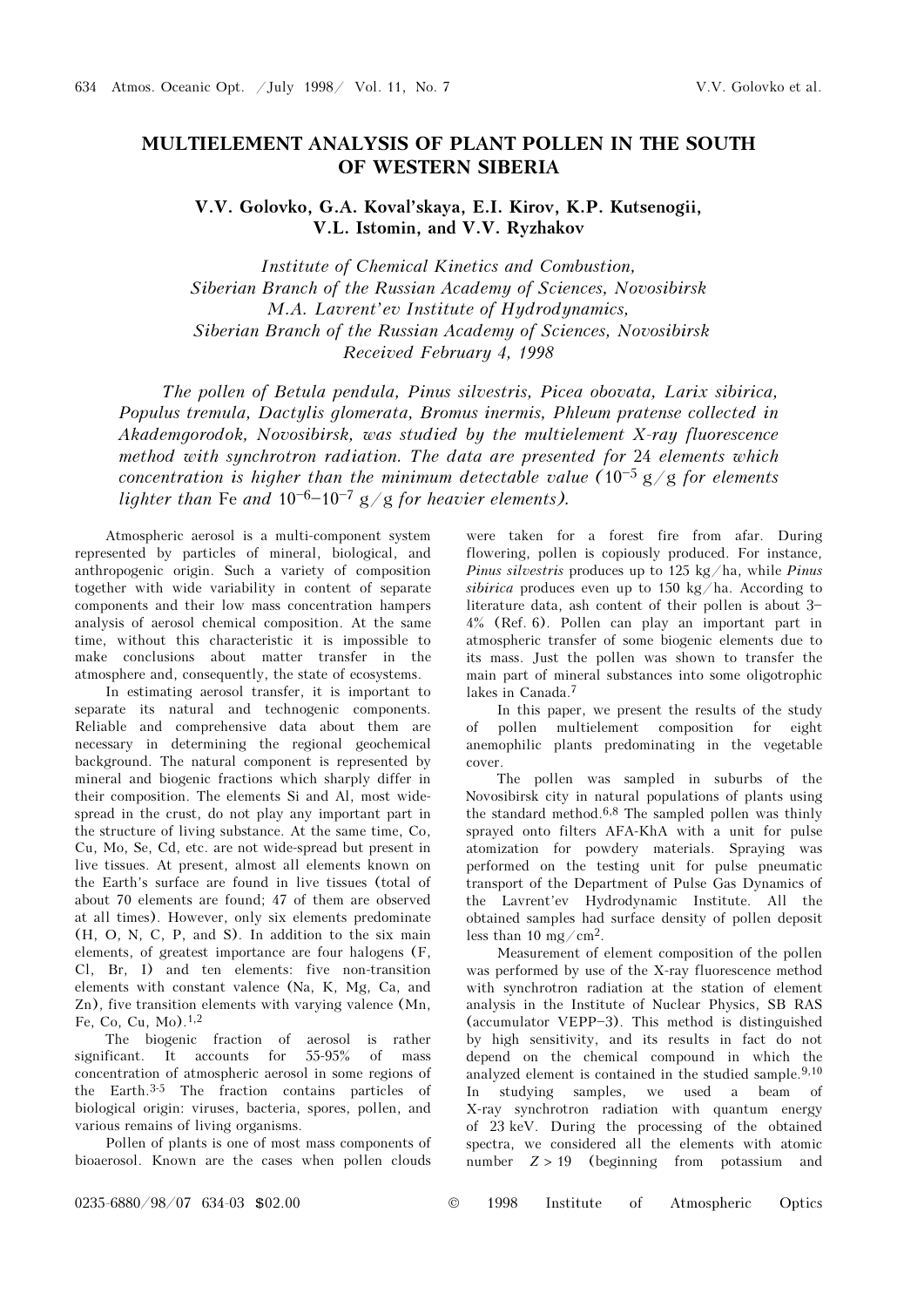# MULTIELEMENT ANALYSIS OF PLANT POLLEN IN THE SOUTH OF WESTERN SIBERIA

**V.V. Golovko, G.A. Koval'skaya, E.I. Kirov, K.P. Kutsenogii, V.L. Istomin, and V.V. Ryzhakov**

*Institute of Chemical Kinetics and Combustion, Siberian Branch of the Russian Academy of Sciences, Novosibirsk*
*M.A. Lavrent'ev Institute of Hydrodynamics, Siberian Branch of the Russian Academy of Sciences, Novosibirsk*
*Received February 4, 1998*

*The pollen of Betula pendula, Pinus silvestris, Picea obovata, Larix sibirica, Populus tremula, Dactylis glomerata, Bromus inermis, Phleum pratense collected in Akademgorodok, Novosibirsk, was studied by the multielement X-ray fluorescence method with synchrotron radiation. The data are presented for 24 elements which concentration is higher than the minimum detectable value ($10^{-5}$ g/g for elements lighter than Fe and $10^{-6}$–$10^{-7}$ g/g for heavier elements).*

Atmospheric aerosol is a multi-component system represented by particles of mineral, biological, and anthropogenic origin. Such a variety of composition together with wide variability in content of separate components and their low mass concentration hampers analysis of aerosol chemical composition. At the same time, without this characteristic it is impossible to make conclusions about matter transfer in the atmosphere and, consequently, the state of ecosystems.

In estimating aerosol transfer, it is important to separate its natural and technogenic components. Reliable and comprehensive data about them are necessary in determining the regional geochemical background. The natural component is represented by mineral and biogenic fractions which sharply differ in their composition. The elements Si and Al, most widespread in the crust, do not play any important part in the structure of living substance. At the same time, Co, Cu, Mo, Se, Cd, etc. are not wide-spread but present in live tissues. At present, almost all elements known on the Earth's surface are found in live tissues (total of about 70 elements are found; 47 of them are observed at all times). However, only six elements predominate (H, O, N, C, P, and S). In addition to the six main elements, of greatest importance are four halogens (F, Cl, Br, I) and ten elements: five non-transition elements with constant valence (Na, K, Mg, Ca, and Zn), five transition elements with varying valence (Mn, Fe, Co, Cu, Mo).[1,2]

The biogenic fraction of aerosol is rather significant. It accounts for 55-95% of mass concentration of atmospheric aerosol in some regions of the Earth.[3-5] The fraction contains particles of biological origin: viruses, bacteria, spores, pollen, and various remains of living organisms.

Pollen of plants is one of most mass components of bioaerosol. Known are the cases when pollen clouds were taken for a forest fire from afar. During flowering, pollen is copiously produced. For instance, *Pinus silvestris* produces up to 125 kg/ha, while *Pinus sibirica* produces even up to 150 kg/ha. According to literature data, ash content of their pollen is about 3–4% (Ref. 6). Pollen can play an important part in atmospheric transfer of some biogenic elements due to its mass. Just the pollen was shown to transfer the main part of mineral substances into some oligotrophic lakes in Canada.[7]

In this paper, we present the results of the study of pollen multielement composition for eight anemophilic plants predominating in the vegetable cover.

The pollen was sampled in suburbs of the Novosibirsk city in natural populations of plants using the standard method.[6,8] The sampled pollen was thinly sprayed onto filters AFA-KhA with a unit for pulse atomization for powdery materials. Spraying was performed on the testing unit for pulse pneumatic transport of the Department of Pulse Gas Dynamics of the Lavrent'ev Hydrodynamic Institute. All the obtained samples had surface density of pollen deposit less than 10 mg/cm$^2$.

Measurement of element composition of the pollen was performed by use of the X-ray fluorescence method with synchrotron radiation at the station of element analysis in the Institute of Nuclear Physics, SB RAS (accumulator VEPP–3). This method is distinguished by high sensitivity, and its results in fact do not depend on the chemical compound in which the analyzed element is contained in the studied sample.[9,10] In studying samples, we used a beam of X-ray synchrotron radiation with quantum energy of 23 keV. During the processing of the obtained spectra, we considered all the elements with atomic number $Z > 19$ (beginning from potassium and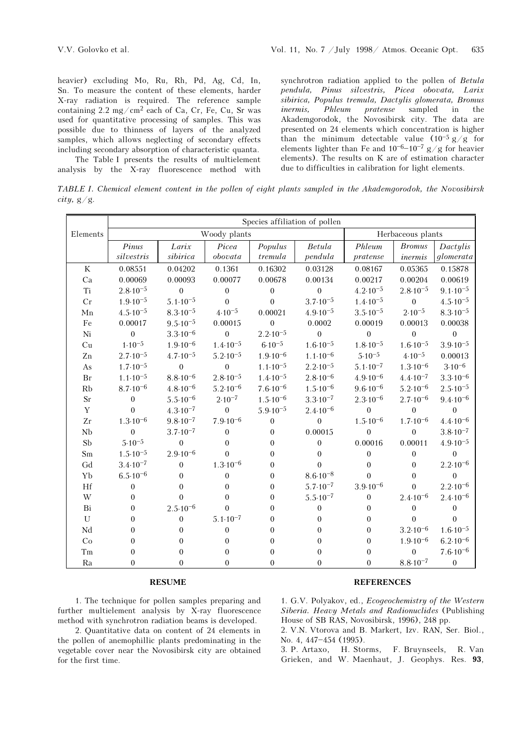heavier) excluding Mo, Ru, Rh, Pd, Ag, Cd, In, Sn. To measure the content of these elements, harder X-ray radiation is required. The reference sample containing 2.2 $mg/cm^2$ each of Ca, Cr, Fe, Cu, Sr was used for quantitative processing of samples. This was possible due to thinness of layers of the analyzed samples, which allows neglecting of secondary effects including secondary absorption of characteristic quanta.

The Table I presents the results of multielement analysis by the X-ray fluorescence method with synchrotron radiation applied to the pollen of *Betula pendula, Pinus silvestris, Picea obovata, Larix sibirica, Populus tremula, Dactylis glomerata, Bromus inermis, Phleum pratense* sampled in the Akademgorodok, the Novosibirsk city. The data are presented on 24 elements which concentration is higher than the minimum detectable value ($10^{-5}$ g/g for elements lighter than Fe and $10^{-6}$–$10^{-7}$ g/g for heavier elements). The results on K are of estimation character due to difficulties in calibration for light elements.

*TABLE I. Chemical element content in the pollen of eight plants sampled in the Akademgorodok, the Novosibirsk city, g/g.*

| Elements | Species affiliation of pollen | | | | | | | |
|---|---|---|---|---|---|---|---|---|
| | Woody plants | | | | | Herbaceous plants | | |
| | *Pinus silvestris* | *Larix sibirica* | *Picea obovata* | *Populus tremula* | *Betula pendula* | *Phleum pratense* | *Bromus inermis* | *Dactylis glomerata* |
| K | 0.08551 | 0.04202 | 0.1361 | 0.16302 | 0.03128 | 0.08167 | 0.05365 | 0.15878 |
| Ca | 0.00069 | 0.00093 | 0.00077 | 0.00678 | 0.00134 | 0.00217 | 0.00204 | 0.00619 |
| Ti | $2.8\cdot10^{-5}$ | 0 | 0 | 0 | 0 | $4.2\cdot10^{-5}$ | $2.8\cdot10^{-5}$ | $9.1\cdot10^{-5}$ |
| Cr | $1.9\cdot10^{-5}$ | $5.1\cdot10^{-5}$ | 0 | 0 | $3.7\cdot10^{-5}$ | $1.4\cdot10^{-5}$ | 0 | $4.5\cdot10^{-5}$ |
| Mn | $4.5\cdot10^{-5}$ | $8.3\cdot10^{-5}$ | $4\cdot10^{-5}$ | 0.00021 | $4.9\cdot10^{-5}$ | $3.5\cdot10^{-5}$ | $2\cdot10^{-5}$ | $8.3\cdot10^{-5}$ |
| Fe | 0.00017 | $9.5\cdot10^{-5}$ | 0.00015 | 0 | 0.0002 | 0.00019 | 0.00013 | 0.00038 |
| Ni | 0 | $3.3\cdot10^{-6}$ | 0 | $2.2\cdot10^{-5}$ | 0 | 0 | 0 | 0 |
| Cu | $1\cdot10^{-5}$ | $1.9\cdot10^{-6}$ | $1.4\cdot10^{-5}$ | $6\cdot10^{-5}$ | $1.6\cdot10^{-5}$ | $1.8\cdot10^{-5}$ | $1.6\cdot10^{-5}$ | $3.9\cdot10^{-5}$ |
| Zn | $2.7\cdot10^{-5}$ | $4.7\cdot10^{-5}$ | $5.2\cdot10^{-5}$ | $1.9\cdot10^{-6}$ | $1.1\cdot10^{-6}$ | $5\cdot10^{-5}$ | $4\cdot10^{-5}$ | 0.00013 |
| As | $1.7\cdot10^{-5}$ | 0 | 0 | $1.1\cdot10^{-5}$ | $2.2\cdot10^{-5}$ | $5.1\cdot10^{-7}$ | $1.3\cdot10^{-6}$ | $3\cdot10^{-6}$ |
| Br | $1.1\cdot10^{-5}$ | $8.8\cdot10^{-6}$ | $2.8\cdot10^{-5}$ | $1.4\cdot10^{-5}$ | $2.8\cdot10^{-6}$ | $4.9\cdot10^{-6}$ | $4.4\cdot10^{-7}$ | $3.3\cdot10^{-6}$ |
| Rb | $8.7\cdot10^{-6}$ | $4.8\cdot10^{-6}$ | $5.2\cdot10^{-6}$ | $7.6\cdot10^{-6}$ | $1.5\cdot10^{-6}$ | $9.6\cdot10^{-6}$ | $5.2\cdot10^{-6}$ | $2.5\cdot10^{-5}$ |
| Sr | 0 | $5.5\cdot10^{-6}$ | $2\cdot10^{-7}$ | $1.5\cdot10^{-6}$ | $3.3\cdot10^{-7}$ | $2.3\cdot10^{-6}$ | $2.7\cdot10^{-6}$ | $9.4\cdot10^{-6}$ |
| Y | 0 | $4.3\cdot10^{-7}$ | 0 | $5.9\cdot10^{-5}$ | $2.4\cdot10^{-6}$ | 0 | 0 | 0 |
| Zr | $1.3\cdot10^{-6}$ | $9.8\cdot10^{-7}$ | $7.9\cdot10^{-6}$ | 0 | 0 | $1.5\cdot10^{-6}$ | $1.7\cdot10^{-6}$ | $4.4\cdot10^{-6}$ |
| Nb | 0 | $3.7\cdot10^{-7}$ | 0 | 0 | 0.00015 | 0 | 0 | $3.8\cdot10^{-7}$ |
| Sb | $5\cdot10^{-5}$ | 0 | 0 | 0 | 0 | 0.00016 | 0.00011 | $4.9\cdot10^{-5}$ |
| Sm | $1.5\cdot10^{-5}$ | $2.9\cdot10^{-6}$ | 0 | 0 | 0 | 0 | 0 | 0 |
| Gd | $3.4\cdot10^{-7}$ | 0 | $1.3\cdot10^{-6}$ | 0 | 0 | 0 | 0 | $2.2\cdot10^{-6}$ |
| Yb | $6.5\cdot10^{-6}$ | 0 | 0 | 0 | $8.6\cdot10^{-8}$ | 0 | 0 | 0 |
| Hf | 0 | 0 | 0 | 0 | $5.7\cdot10^{-7}$ | $3.9\cdot10^{-6}$ | 0 | $2.2\cdot10^{-6}$ |
| W | 0 | 0 | 0 | 0 | $5.5\cdot10^{-7}$ | 0 | $2.4\cdot10^{-6}$ | $2.4\cdot10^{-6}$ |
| Bi | 0 | $2.5\cdot10^{-6}$ | 0 | 0 | 0 | 0 | 0 | 0 |
| U | 0 | 0 | $5.1\cdot10^{-7}$ | 0 | 0 | 0 | 0 | 0 |
| Nd | 0 | 0 | 0 | 0 | 0 | 0 | $3.2\cdot10^{-6}$ | $1.6\cdot10^{-5}$ |
| Co | 0 | 0 | 0 | 0 | 0 | 0 | $1.9\cdot10^{-6}$ | $6.2\cdot10^{-6}$ |
| Tm | 0 | 0 | 0 | 0 | 0 | 0 | 0 | $7.6\cdot10^{-6}$ |
| Ra | 0 | 0 | 0 | 0 | 0 | 0 | $8.8\cdot10^{-7}$ | 0 |

## RESUME

1. The technique for pollen samples preparing and further multielement analysis by X-ray fluorescence method with synchrotron radiation beams is developed.

2. Quantitative data on content of 24 elements in the pollen of anemophillic plants predominating in the vegetable cover near the Novosibirsk city are obtained for the first time.

## REFERENCES

1. G.V. Polyakov, ed., *Ecogeochemistry of the Western Siberia. Heavy Metals and Radionuclides* (Publishing House of SB RAS, Novosibirsk, 1996), 248 pp.

2. V.N. Vtorova and B. Markert, Izv. RAN, Ser. Biol., No. 4, 447–454 (1995).

3. P. Artaxo, H. Storms, F. Bruynseels, R. Van Grieken, and W. Maenhaut, J. Geophys. Res. **93**,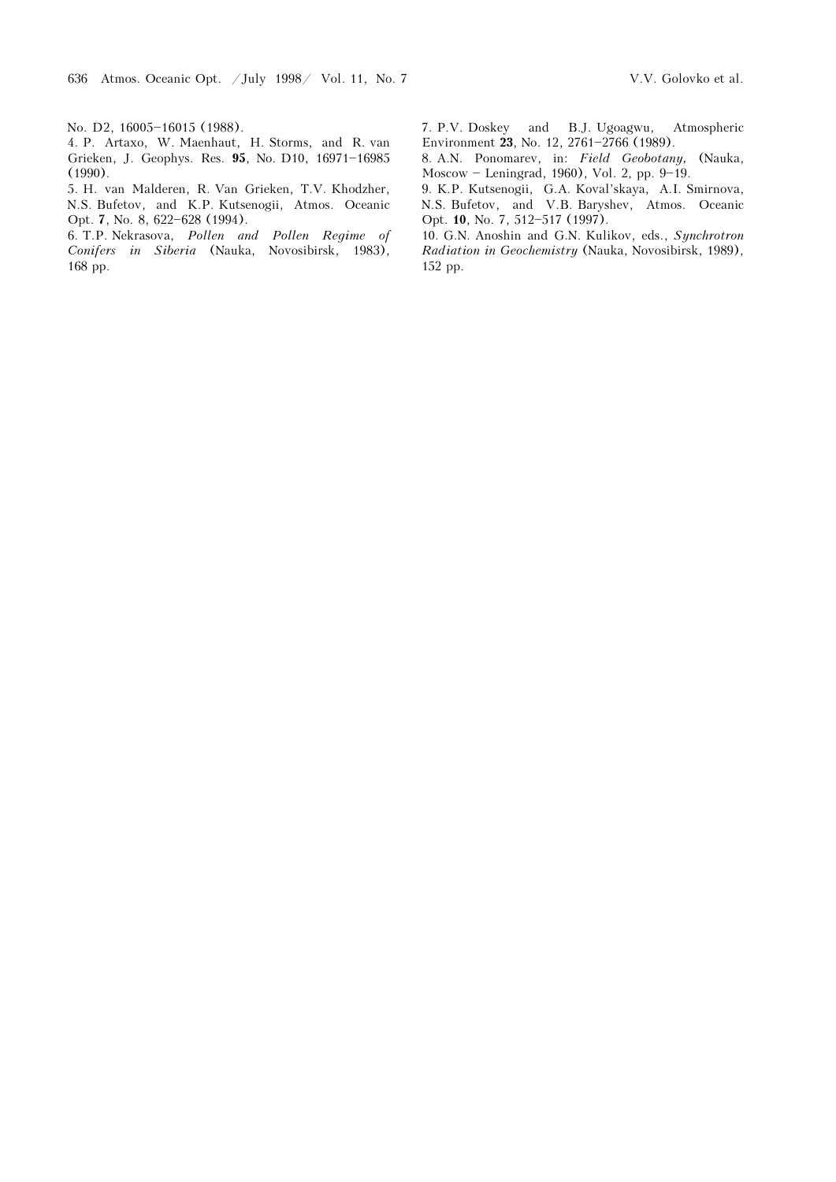No. D2, 16005–16015 (1988).

4. P. Artaxo, W. Maenhaut, H. Storms, and R. van Grieken, J. Geophys. Res. **95**, No. D10, 16971–16985 (1990).

5. H. van Malderen, R. Van Grieken, T.V. Khodzher, N.S. Bufetov, and K.P. Kutsenogii, Atmos. Oceanic Opt. **7**, No. 8, 622–628 (1994).

6. T.P. Nekrasova, *Pollen and Pollen Regime of Conifers in Siberia* (Nauka, Novosibirsk, 1983), 168 pp.

7. P.V. Doskey and B.J. Ugoagwu, Atmospheric Environment **23**, No. 12, 2761–2766 (1989).

8. A.N. Ponomarev, in: *Field Geobotany,* (Nauka, Moscow – Leningrad, 1960), Vol. 2, pp. 9–19.

9. K.P. Kutsenogii, G.A. Koval'skaya, A.I. Smirnova, N.S. Bufetov, and V.B. Baryshev, Atmos. Oceanic Opt. **10**, No. 7, 512–517 (1997).

10. G.N. Anoshin and G.N. Kulikov, eds., *Synchrotron Radiation in Geochemistry* (Nauka, Novosibirsk, 1989), 152 pp.